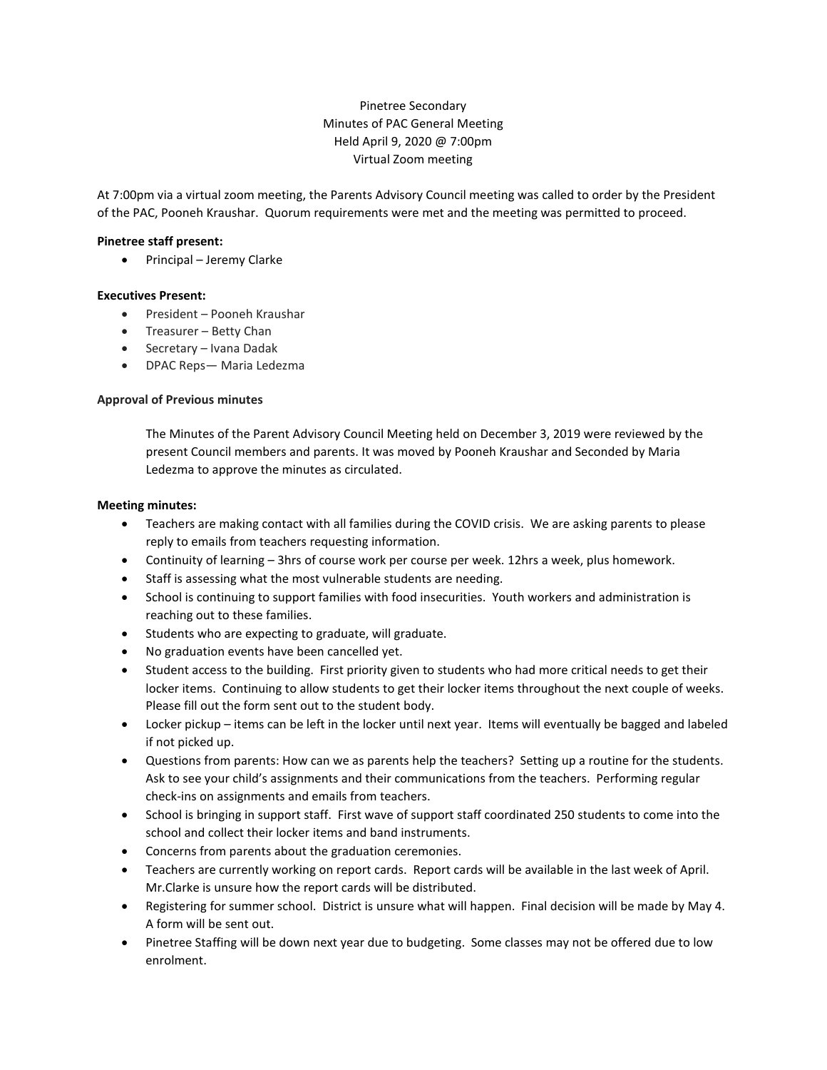Pinetree Secondary
Minutes of PAC General Meeting
Held April 9, 2020 @ 7:00pm
Virtual Zoom meeting

At 7:00pm via a virtual zoom meeting, the Parents Advisory Council meeting was called to order by the President of the PAC, Pooneh Kraushar. Quorum requirements were met and the meeting was permitted to proceed.

**Pinetree staff present:**

- Principal – Jeremy Clarke

**Executives Present:**

- President – Pooneh Kraushar
- Treasurer – Betty Chan
- Secretary – Ivana Dadak
- DPAC Reps— Maria Ledezma

**Approval of Previous minutes**

The Minutes of the Parent Advisory Council Meeting held on December 3, 2019 were reviewed by the present Council members and parents. It was moved by Pooneh Kraushar and Seconded by Maria Ledezma to approve the minutes as circulated.

**Meeting minutes:**

- Teachers are making contact with all families during the COVID crisis. We are asking parents to please reply to emails from teachers requesting information.
- Continuity of learning – 3hrs of course work per course per week. 12hrs a week, plus homework.
- Staff is assessing what the most vulnerable students are needing.
- School is continuing to support families with food insecurities. Youth workers and administration is reaching out to these families.
- Students who are expecting to graduate, will graduate.
- No graduation events have been cancelled yet.
- Student access to the building. First priority given to students who had more critical needs to get their locker items. Continuing to allow students to get their locker items throughout the next couple of weeks. Please fill out the form sent out to the student body.
- Locker pickup – items can be left in the locker until next year. Items will eventually be bagged and labeled if not picked up.
- Questions from parents: How can we as parents help the teachers? Setting up a routine for the students. Ask to see your child's assignments and their communications from the teachers. Performing regular check-ins on assignments and emails from teachers.
- School is bringing in support staff. First wave of support staff coordinated 250 students to come into the school and collect their locker items and band instruments.
- Concerns from parents about the graduation ceremonies.
- Teachers are currently working on report cards. Report cards will be available in the last week of April. Mr.Clarke is unsure how the report cards will be distributed.
- Registering for summer school. District is unsure what will happen. Final decision will be made by May 4. A form will be sent out.
- Pinetree Staffing will be down next year due to budgeting. Some classes may not be offered due to low enrolment.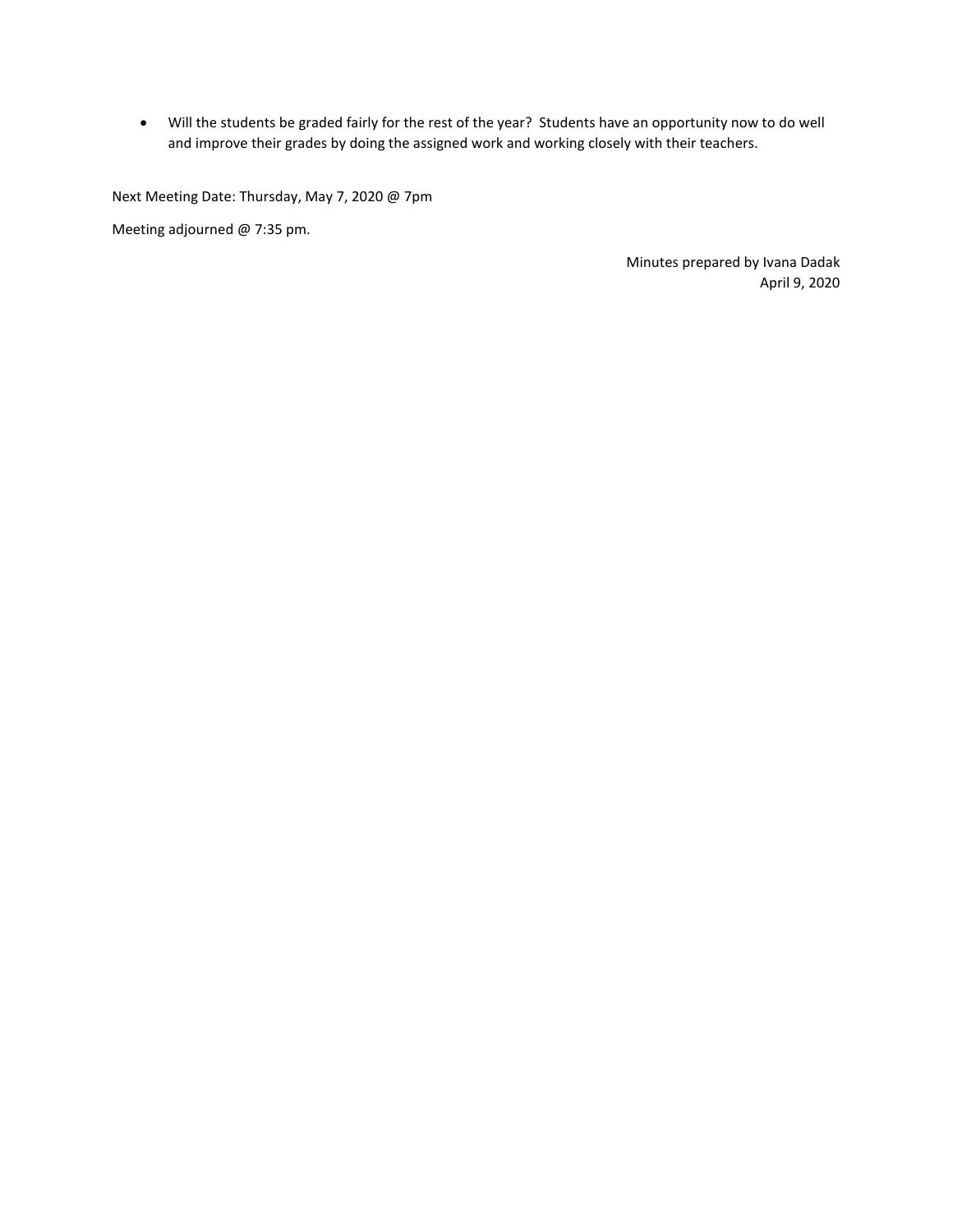- Will the students be graded fairly for the rest of the year? Students have an opportunity now to do well and improve their grades by doing the assigned work and working closely with their teachers.

Next Meeting Date: Thursday, May 7, 2020 @ 7pm

Meeting adjourned @ 7:35 pm.

Minutes prepared by Ivana Dadak
April 9, 2020